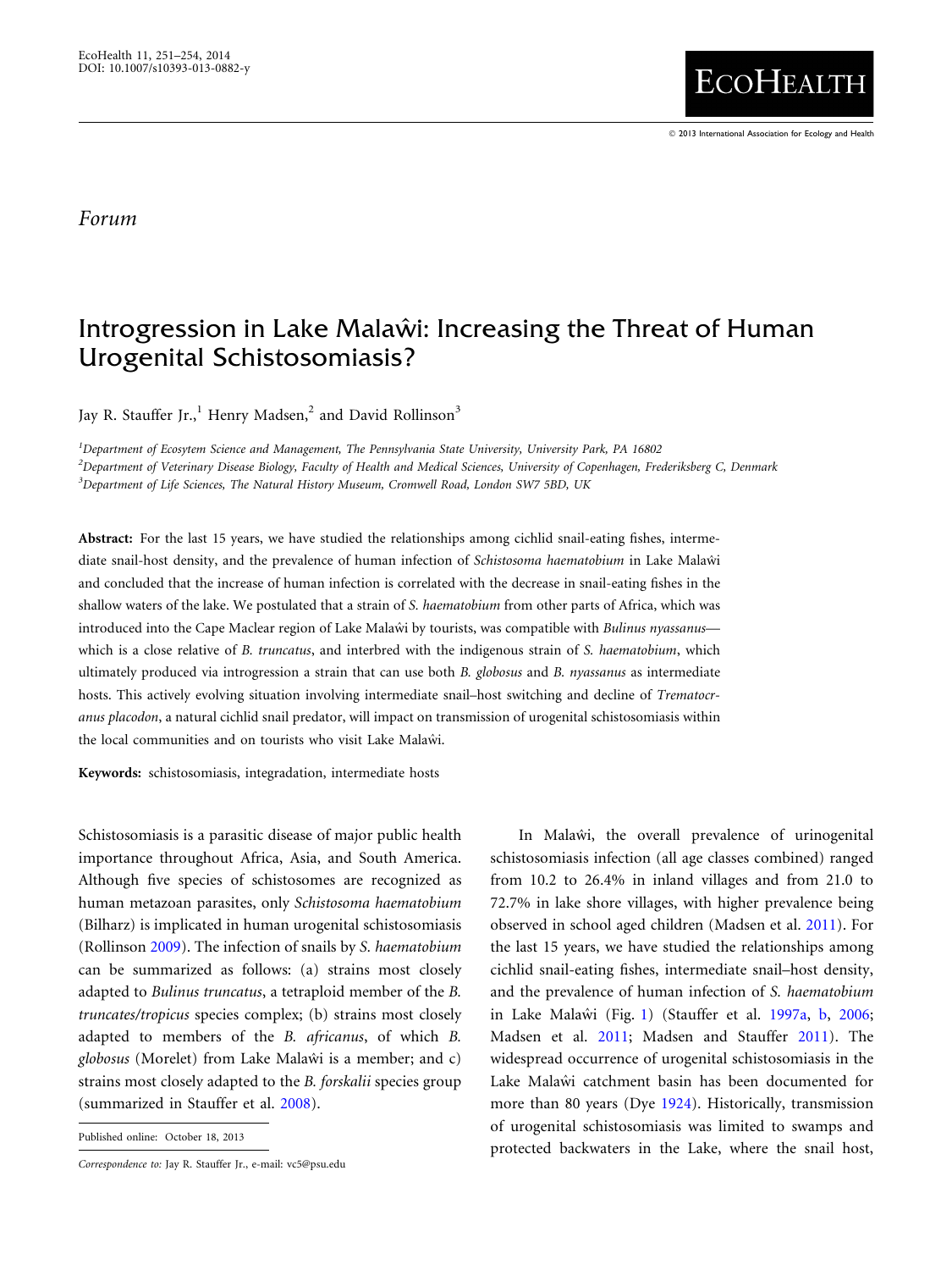Forum

# Introgression in Lake Malaŵi: Increasing the Threat of Human Urogenital Schistosomiasis?

Jay R. Stauffer Jr.,[1] Henry Madsen,[2] and David Rollinson[3]

[1]Department of Ecosytem Science and Management, The Pennsylvania State University, University Park, PA 16802
[2]Department of Veterinary Disease Biology, Faculty of Health and Medical Sciences, University of Copenhagen, Frederiksberg C, Denmark
[3]Department of Life Sciences, The Natural History Museum, Cromwell Road, London SW7 5BD, UK

**Abstract:** For the last 15 years, we have studied the relationships among cichlid snail-eating fishes, intermediate snail-host density, and the prevalence of human infection of *Schistosoma haematobium* in Lake Malaŵi and concluded that the increase of human infection is correlated with the decrease in snail-eating fishes in the shallow waters of the lake. We postulated that a strain of *S. haematobium* from other parts of Africa, which was introduced into the Cape Maclear region of Lake Malaŵi by tourists, was compatible with *Bulinus nyassanus*—which is a close relative of *B. truncatus*, and interbred with the indigenous strain of *S. haematobium*, which ultimately produced via introgression a strain that can use both *B. globosus* and *B. nyassanus* as intermediate hosts. This actively evolving situation involving intermediate snail–host switching and decline of *Trematocranus placodon*, a natural cichlid snail predator, will impact on transmission of urogenital schistosomiasis within the local communities and on tourists who visit Lake Malaŵi.

**Keywords:** schistosomiasis, integradation, intermediate hosts

Schistosomiasis is a parasitic disease of major public health importance throughout Africa, Asia, and South America. Although five species of schistosomes are recognized as human metazoan parasites, only *Schistosoma haematobium* (Bilharz) is implicated in human urogenital schistosomiasis (Rollinson 2009). The infection of snails by *S. haematobium* can be summarized as follows: (a) strains most closely adapted to *Bulinus truncatus*, a tetraploid member of the *B. truncates/tropicus* species complex; (b) strains most closely adapted to members of the *B. africanus*, of which *B. globosus* (Morelet) from Lake Malaŵi is a member; and c) strains most closely adapted to the *B. forskalii* species group (summarized in Stauffer et al. 2008).

Published online: October 18, 2013

*Correspondence to:* Jay R. Stauffer Jr., e-mail: vc5@psu.edu

In Malaŵi, the overall prevalence of urinogenital schistosomiasis infection (all age classes combined) ranged from 10.2 to 26.4% in inland villages and from 21.0 to 72.7% in lake shore villages, with higher prevalence being observed in school aged children (Madsen et al. 2011). For the last 15 years, we have studied the relationships among cichlid snail-eating fishes, intermediate snail–host density, and the prevalence of human infection of *S. haematobium* in Lake Malaŵi (Fig. 1) (Stauffer et al. 1997a, b, 2006; Madsen et al. 2011; Madsen and Stauffer 2011). The widespread occurrence of urogenital schistosomiasis in the Lake Malaŵi catchment basin has been documented for more than 80 years (Dye 1924). Historically, transmission of urogenital schistosomiasis was limited to swamps and protected backwaters in the Lake, where the snail host,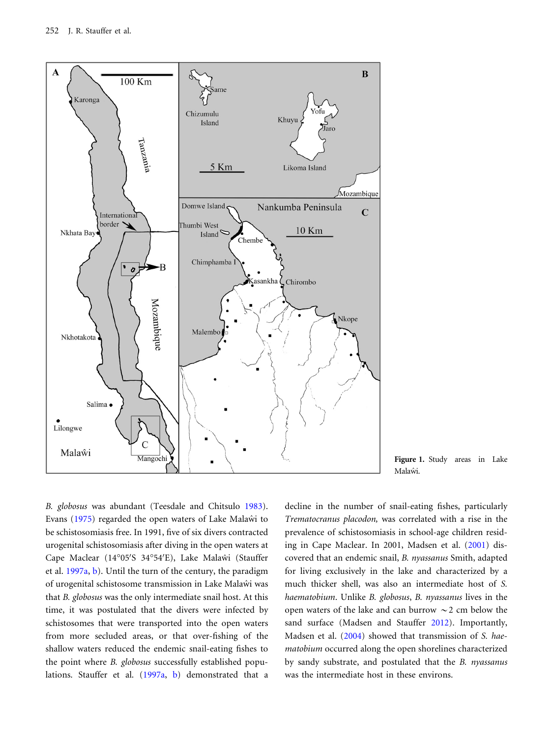Figure 1. Study areas in Lake Malaŵi.

*B. globosus* was abundant (Teesdale and Chitsulo 1983). Evans (1975) regarded the open waters of Lake Malaŵi to be schistosomiasis free. In 1991, five of six divers contracted urogenital schistosomiasis after diving in the open waters at Cape Maclear (14°05′S 34°54′E), Lake Malaŵi (Stauffer et al. 1997a, b). Until the turn of the century, the paradigm of urogenital schistosome transmission in Lake Malaŵi was that *B. globosus* was the only intermediate snail host. At this time, it was postulated that the divers were infected by schistosomes that were transported into the open waters from more secluded areas, or that over-fishing of the shallow waters reduced the endemic snail-eating fishes to the point where *B. globosus* successfully established populations. Stauffer et al. (1997a, b) demonstrated that a decline in the number of snail-eating fishes, particularly *Trematocranus placodon,* was correlated with a rise in the prevalence of schistosomiasis in school-age children residing in Cape Maclear. In 2001, Madsen et al. (2001) discovered that an endemic snail, *B. nyassanus* Smith, adapted for living exclusively in the lake and characterized by a much thicker shell, was also an intermediate host of *S. haematobium*. Unlike *B. globosus*, *B. nyassanus* lives in the open waters of the lake and can burrow ~2 cm below the sand surface (Madsen and Stauffer 2012). Importantly, Madsen et al. (2004) showed that transmission of *S. haematobium* occurred along the open shorelines characterized by sandy substrate, and postulated that the *B. nyassanus* was the intermediate host in these environs.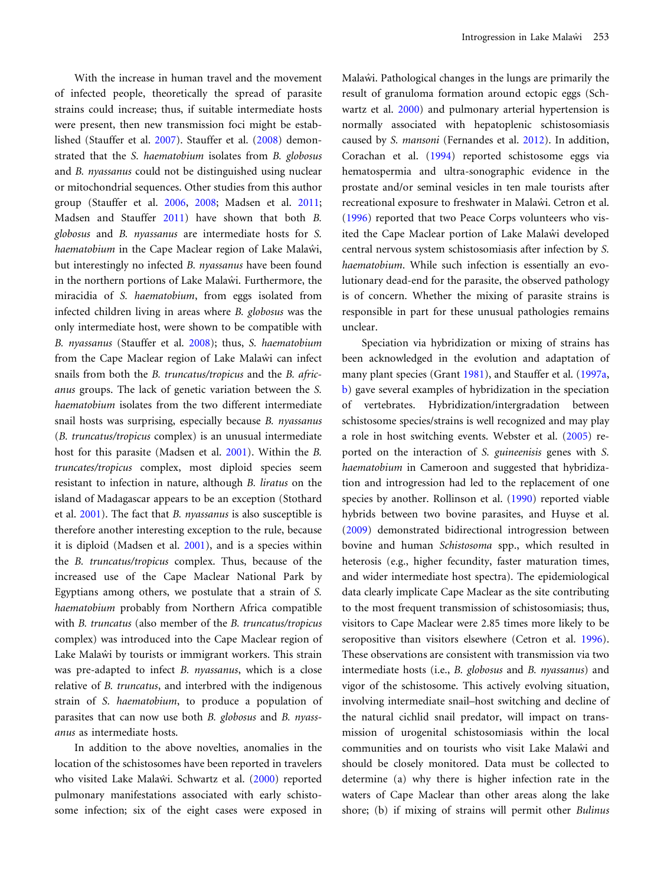With the increase in human travel and the movement of infected people, theoretically the spread of parasite strains could increase; thus, if suitable intermediate hosts were present, then new transmission foci might be established (Stauffer et al. 2007). Stauffer et al. (2008) demonstrated that the *S. haematobium* isolates from *B. globosus* and *B. nyassanus* could not be distinguished using nuclear or mitochondrial sequences. Other studies from this author group (Stauffer et al. 2006, 2008; Madsen et al. 2011; Madsen and Stauffer 2011) have shown that both *B. globosus* and *B. nyassanus* are intermediate hosts for *S. haematobium* in the Cape Maclear region of Lake Malaŵi, but interestingly no infected *B. nyassanus* have been found in the northern portions of Lake Malaŵi. Furthermore, the miracidia of *S. haematobium*, from eggs isolated from infected children living in areas where *B. globosus* was the only intermediate host, were shown to be compatible with *B. nyassanus* (Stauffer et al. 2008); thus, *S. haematobium* from the Cape Maclear region of Lake Malaŵi can infect snails from both the *B. truncatus/tropicus* and the *B. africanus* groups. The lack of genetic variation between the *S. haematobium* isolates from the two different intermediate snail hosts was surprising, especially because *B. nyassanus* (*B. truncatus/tropicus* complex) is an unusual intermediate host for this parasite (Madsen et al. 2001). Within the *B. truncates/tropicus* complex, most diploid species seem resistant to infection in nature, although *B. liratus* on the island of Madagascar appears to be an exception (Stothard et al. 2001). The fact that *B. nyassanus* is also susceptible is therefore another interesting exception to the rule, because it is diploid (Madsen et al. 2001), and is a species within the *B. truncatus/tropicus* complex. Thus, because of the increased use of the Cape Maclear National Park by Egyptians among others, we postulate that a strain of *S. haematobium* probably from Northern Africa compatible with *B. truncatus* (also member of the *B. truncatus/tropicus* complex) was introduced into the Cape Maclear region of Lake Malaŵi by tourists or immigrant workers. This strain was pre-adapted to infect *B. nyassanus*, which is a close relative of *B. truncatus*, and interbred with the indigenous strain of *S. haematobium*, to produce a population of parasites that can now use both *B. globosus* and *B. nyassanus* as intermediate hosts.

In addition to the above novelties, anomalies in the location of the schistosomes have been reported in travelers who visited Lake Malaŵi. Schwartz et al. (2000) reported pulmonary manifestations associated with early schistosome infection; six of the eight cases were exposed in Malaŵi. Pathological changes in the lungs are primarily the result of granuloma formation around ectopic eggs (Schwartz et al. 2000) and pulmonary arterial hypertension is normally associated with hepatoplenic schistosomiasis caused by *S. mansoni* (Fernandes et al. 2012). In addition, Corachan et al. (1994) reported schistosome eggs via hematospermia and ultra-sonographic evidence in the prostate and/or seminal vesicles in ten male tourists after recreational exposure to freshwater in Malaŵi. Cetron et al. (1996) reported that two Peace Corps volunteers who visited the Cape Maclear portion of Lake Malaŵi developed central nervous system schistosomiasis after infection by *S. haematobium*. While such infection is essentially an evolutionary dead-end for the parasite, the observed pathology is of concern. Whether the mixing of parasite strains is responsible in part for these unusual pathologies remains unclear.

Speciation via hybridization or mixing of strains has been acknowledged in the evolution and adaptation of many plant species (Grant 1981), and Stauffer et al. (1997a, b) gave several examples of hybridization in the speciation of vertebrates. Hybridization/intergradation between schistosome species/strains is well recognized and may play a role in host switching events. Webster et al. (2005) reported on the interaction of *S. guineenisis* genes with *S. haematobium* in Cameroon and suggested that hybridization and introgression had led to the replacement of one species by another. Rollinson et al. (1990) reported viable hybrids between two bovine parasites, and Huyse et al. (2009) demonstrated bidirectional introgression between bovine and human *Schistosoma* spp., which resulted in heterosis (e.g., higher fecundity, faster maturation times, and wider intermediate host spectra). The epidemiological data clearly implicate Cape Maclear as the site contributing to the most frequent transmission of schistosomiasis; thus, visitors to Cape Maclear were 2.85 times more likely to be seropositive than visitors elsewhere (Cetron et al. 1996). These observations are consistent with transmission via two intermediate hosts (i.e., *B. globosus* and *B. nyassanus*) and vigor of the schistosome. This actively evolving situation, involving intermediate snail–host switching and decline of the natural cichlid snail predator, will impact on transmission of urogenital schistosomiasis within the local communities and on tourists who visit Lake Malaŵi and should be closely monitored. Data must be collected to determine (a) why there is higher infection rate in the waters of Cape Maclear than other areas along the lake shore; (b) if mixing of strains will permit other *Bulinus*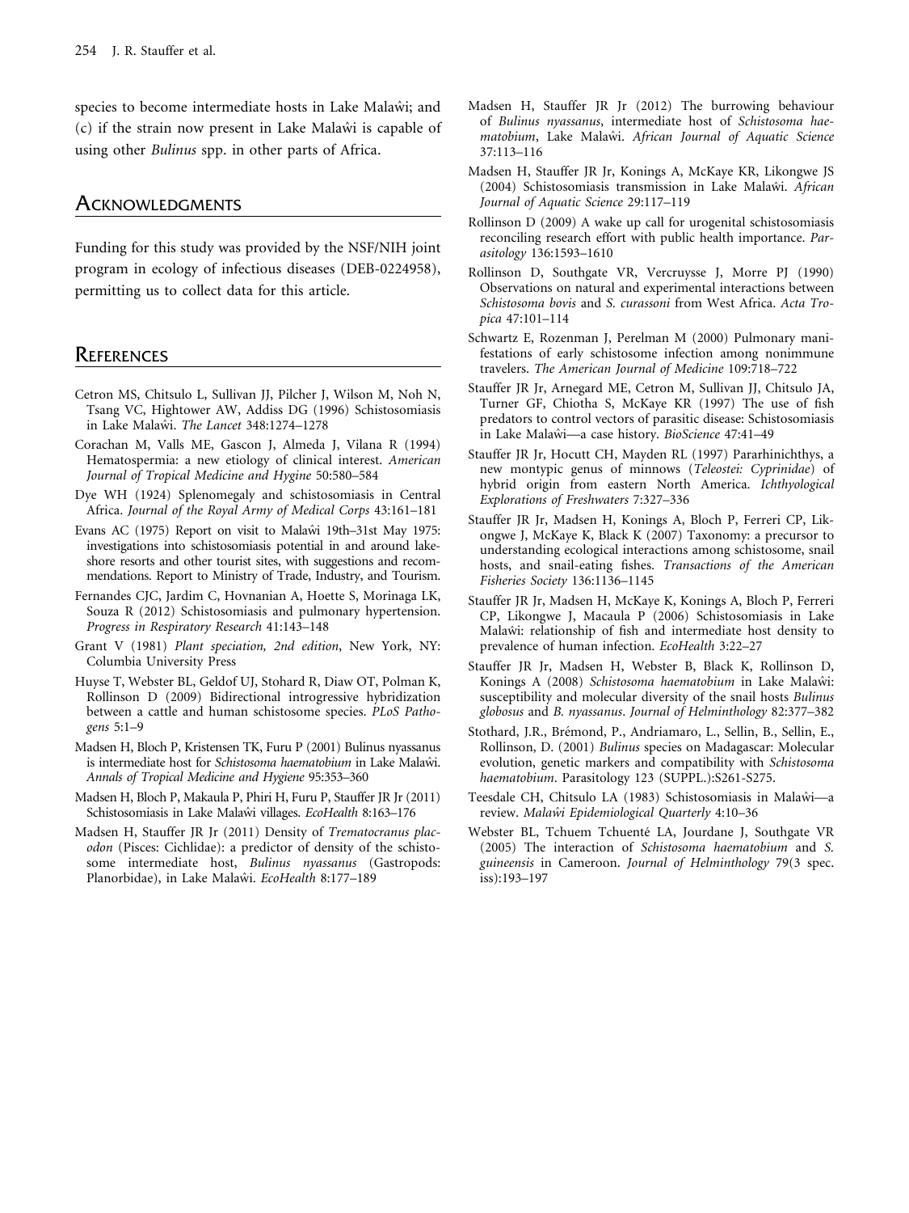species to become intermediate hosts in Lake Malaŵi; and (c) if the strain now present in Lake Malaŵi is capable of using other *Bulinus* spp. in other parts of Africa.

## Acknowledgments

Funding for this study was provided by the NSF/NIH joint program in ecology of infectious diseases (DEB-0224958), permitting us to collect data for this article.

## References

Cetron MS, Chitsulo L, Sullivan JJ, Pilcher J, Wilson M, Noh N, Tsang VC, Hightower AW, Addiss DG (1996) Schistosomiasis in Lake Malaŵi. *The Lancet* 348:1274–1278

Corachan M, Valls ME, Gascon J, Almeda J, Vilana R (1994) Hematospermia: a new etiology of clinical interest. *American Journal of Tropical Medicine and Hygine* 50:580–584

Dye WH (1924) Splenomegaly and schistosomiasis in Central Africa. *Journal of the Royal Army of Medical Corps* 43:161–181

Evans AC (1975) Report on visit to Malaŵi 19th–31st May 1975: investigations into schistosomiasis potential in and around lakeshore resorts and other tourist sites, with suggestions and recommendations. Report to Ministry of Trade, Industry, and Tourism.

Fernandes CJC, Jardim C, Hovnanian A, Hoette S, Morinaga LK, Souza R (2012) Schistosomiasis and pulmonary hypertension. *Progress in Respiratory Research* 41:143–148

Grant V (1981) *Plant speciation, 2nd edition*, New York, NY: Columbia University Press

Huyse T, Webster BL, Geldof UJ, Stohard R, Diaw OT, Polman K, Rollinson D (2009) Bidirectional introgressive hybridization between a cattle and human schistosome species. *PLoS Pathogens* 5:1–9

Madsen H, Bloch P, Kristensen TK, Furu P (2001) Bulinus nyassanus is intermediate host for *Schistosoma haematobium* in Lake Malaŵi. *Annals of Tropical Medicine and Hygiene* 95:353–360

Madsen H, Bloch P, Makaula P, Phiri H, Furu P, Stauffer JR Jr (2011) Schistosomiasis in Lake Malaŵi villages. *EcoHealth* 8:163–176

Madsen H, Stauffer JR Jr (2011) Density of *Trematocranus placodon* (Pisces: Cichlidae): a predictor of density of the schistosome intermediate host, *Bulinus nyassanus* (Gastropods: Planorbidae), in Lake Malaŵi. *EcoHealth* 8:177–189

Madsen H, Stauffer JR Jr (2012) The burrowing behaviour of *Bulinus nyassanus*, intermediate host of *Schistosoma haematobium*, Lake Malaŵi. *African Journal of Aquatic Science* 37:113–116

Madsen H, Stauffer JR Jr, Konings A, McKaye KR, Likongwe JS (2004) Schistosomiasis transmission in Lake Malaŵi. *African Journal of Aquatic Science* 29:117–119

Rollinson D (2009) A wake up call for urogenital schistosomiasis reconciling research effort with public health importance. *Parasitology* 136:1593–1610

Rollinson D, Southgate VR, Vercruysse J, Morre PJ (1990) Observations on natural and experimental interactions between *Schistosoma bovis* and *S. curassoni* from West Africa. *Acta Tropica* 47:101–114

Schwartz E, Rozenman J, Perelman M (2000) Pulmonary manifestations of early schistosome infection among nonimmune travelers. *The American Journal of Medicine* 109:718–722

Stauffer JR Jr, Arnegard ME, Cetron M, Sullivan JJ, Chitsulo JA, Turner GF, Chiotha S, McKaye KR (1997) The use of fish predators to control vectors of parasitic disease: Schistosomiasis in Lake Malaŵi—a case history. *BioScience* 47:41–49

Stauffer JR Jr, Hocutt CH, Mayden RL (1997) Pararhinichthys, a new montypic genus of minnows (*Teleostei: Cyprinidae*) of hybrid origin from eastern North America. *Ichthyological Explorations of Freshwaters* 7:327–336

Stauffer JR Jr, Madsen H, Konings A, Bloch P, Ferreri CP, Likongwe J, McKaye K, Black K (2007) Taxonomy: a precursor to understanding ecological interactions among schistosome, snail hosts, and snail-eating fishes. *Transactions of the American Fisheries Society* 136:1136–1145

Stauffer JR Jr, Madsen H, McKaye K, Konings A, Bloch P, Ferreri CP, Likongwe J, Macaula P (2006) Schistosomiasis in Lake Malaŵi: relationship of fish and intermediate host density to prevalence of human infection. *EcoHealth* 3:22–27

Stauffer JR Jr, Madsen H, Webster B, Black K, Rollinson D, Konings A (2008) *Schistosoma haematobium* in Lake Malaŵi: susceptibility and molecular diversity of the snail hosts *Bulinus globosus* and *B. nyassanus*. *Journal of Helminthology* 82:377–382

Stothard, J.R., Brémond, P., Andriamaro, L., Sellin, B., Sellin, E., Rollinson, D. (2001) *Bulinus* species on Madagascar: Molecular evolution, genetic markers and compatibility with *Schistosoma haematobium*. Parasitology 123 (SUPPL.):S261-S275.

Teesdale CH, Chitsulo LA (1983) Schistosomiasis in Malaŵi—a review. *Malaŵi Epidemiological Quarterly* 4:10–36

Webster BL, Tchuem Tchuenté LA, Jourdane J, Southgate VR (2005) The interaction of *Schistosoma haematobium* and *S. guineensis* in Cameroon. *Journal of Helminthology* 79(3 spec. iss):193–197